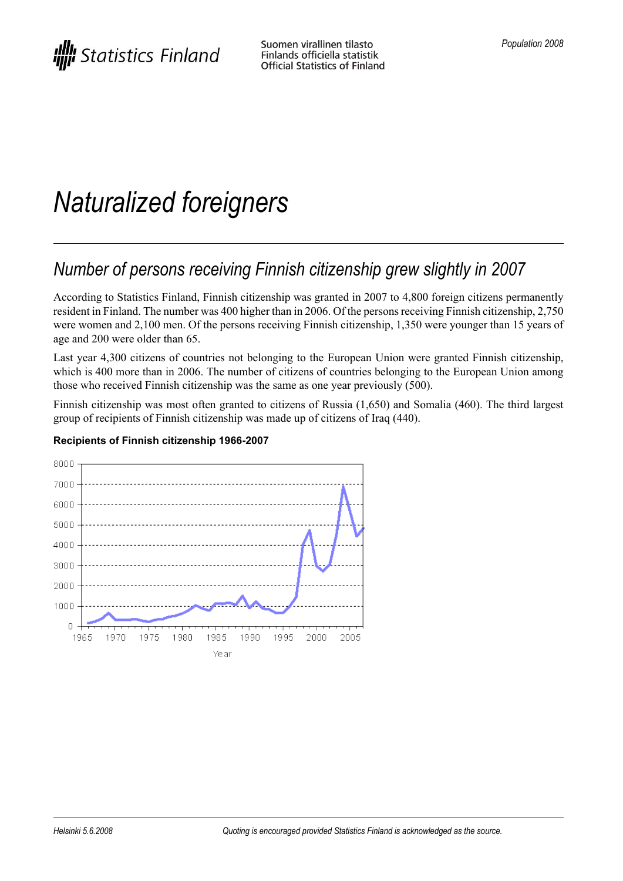# Naturalized foreigners

## Number of persons receiving Finnish citizenship grew slightly in 2007

According to Statistics Finland, Finnish citizenship was granted in 2007 to 4,800 foreign citizens permanently resident in Finland. The number was 400 higher than in 2006. Of the persons receiving Finnish citizenship, 2,750 were women and 2,100 men. Of the persons receiving Finnish citizenship, 1,350 were younger than 15 years of age and 200 were older than 65.

Last year 4,300 citizens of countries not belonging to the European Union were granted Finnish citizenship, which is 400 more than in 2006. The number of citizens of countries belonging to the European Union among those who received Finnish citizenship was the same as one year previously (500).

Finnish citizenship was most often granted to citizens of Russia (1,650) and Somalia (460). The third largest group of recipients of Finnish citizenship was made up of citizens of Iraq (440).

**Recipients of Finnish citizenship 1966-2007**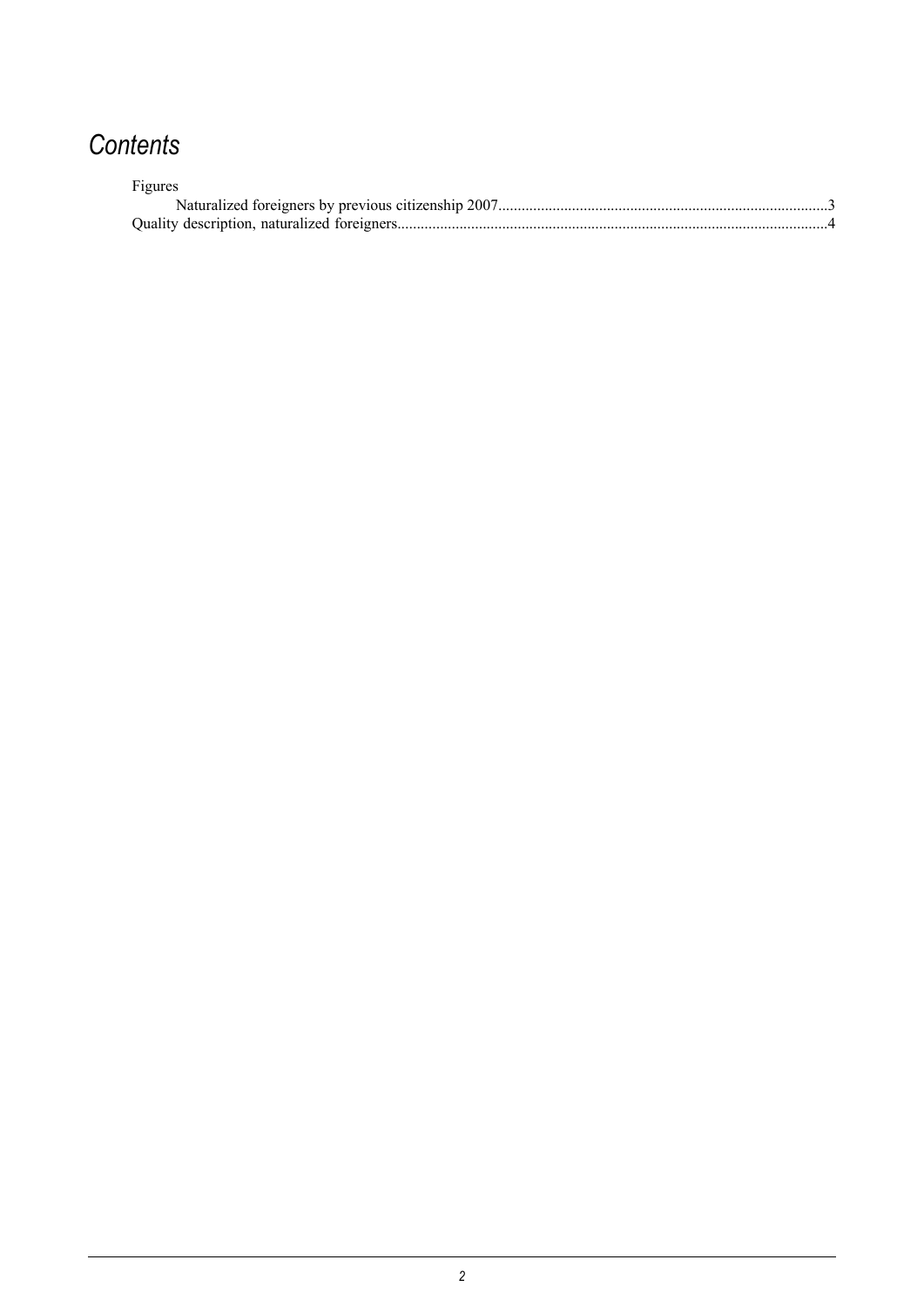# *Contents*

Figures

- Naturalized foreigners by previous citizenship 2007....................................................................................3

Quality description, naturalized foreigners..............................................................................................................4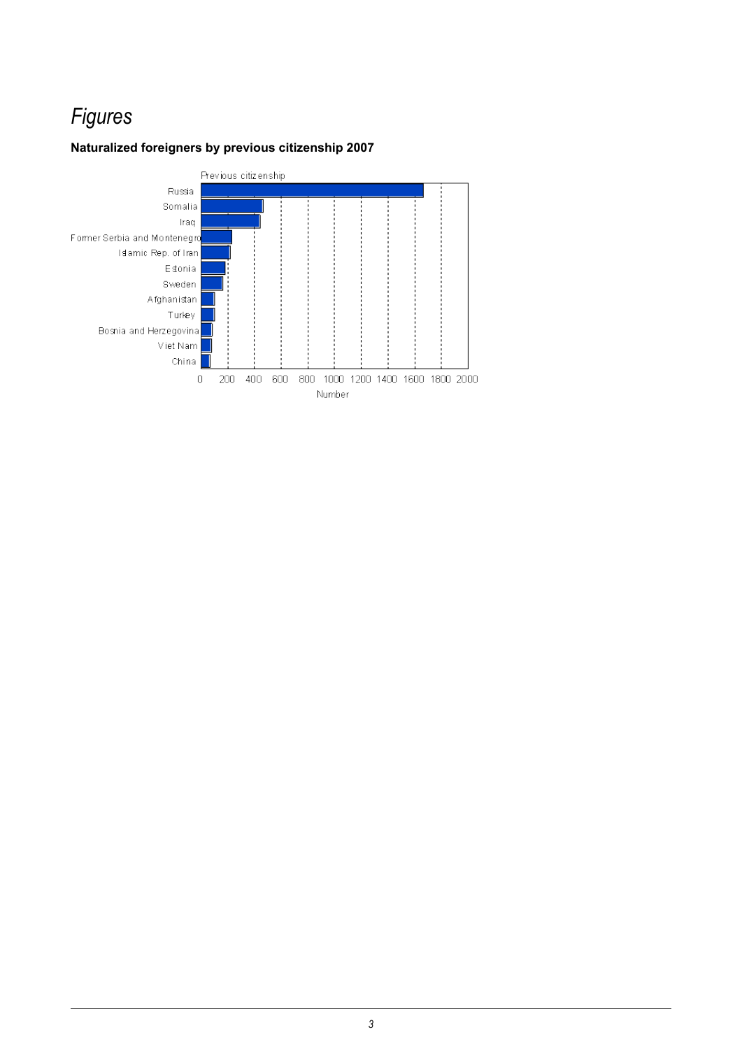# *Figures*

**Naturalized foreigners by previous citizenship 2007**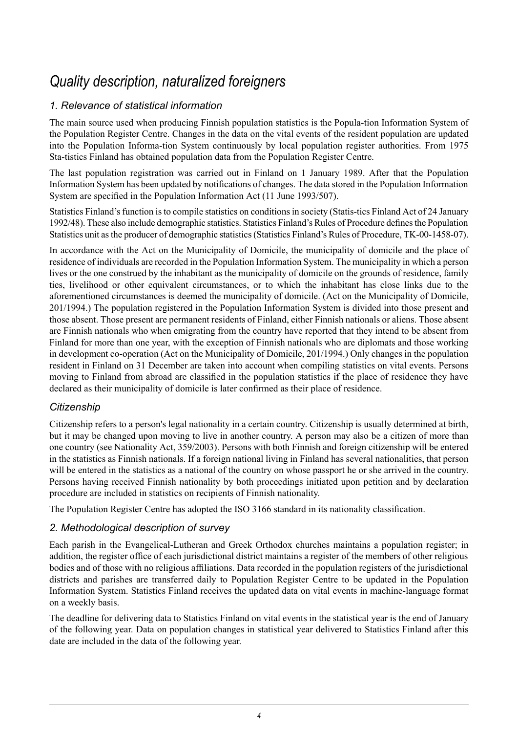# Quality description, naturalized foreigners

## 1. Relevance of statistical information

The main source used when producing Finnish population statistics is the Popula-tion Information System of the Population Register Centre. Changes in the data on the vital events of the resident population are updated into the Population Informa-tion System continuously by local population register authorities. From 1975 Sta-tistics Finland has obtained population data from the Population Register Centre.

The last population registration was carried out in Finland on 1 January 1989. After that the Population Information System has been updated by notifications of changes. The data stored in the Population Information System are specified in the Population Information Act (11 June 1993/507).

Statistics Finland's function is to compile statistics on conditions in society (Statis-tics Finland Act of 24 January 1992/48). These also include demographic statistics. Statistics Finland's Rules of Procedure defines the Population Statistics unit as the producer of demographic statistics (Statistics Finland's Rules of Procedure, TK-00-1458-07).

In accordance with the Act on the Municipality of Domicile, the municipality of domicile and the place of residence of individuals are recorded in the Population Information System. The municipality in which a person lives or the one construed by the inhabitant as the municipality of domicile on the grounds of residence, family ties, livelihood or other equivalent circumstances, or to which the inhabitant has close links due to the aforementioned circumstances is deemed the municipality of domicile. (Act on the Municipality of Domicile, 201/1994.) The population registered in the Population Information System is divided into those present and those absent. Those present are permanent residents of Finland, either Finnish nationals or aliens. Those absent are Finnish nationals who when emigrating from the country have reported that they intend to be absent from Finland for more than one year, with the exception of Finnish nationals who are diplomats and those working in development co-operation (Act on the Municipality of Domicile, 201/1994.) Only changes in the population resident in Finland on 31 December are taken into account when compiling statistics on vital events. Persons moving to Finland from abroad are classified in the population statistics if the place of residence they have declared as their municipality of domicile is later confirmed as their place of residence.

### Citizenship

Citizenship refers to a person's legal nationality in a certain country. Citizenship is usually determined at birth, but it may be changed upon moving to live in another country. A person may also be a citizen of more than one country (see Nationality Act, 359/2003). Persons with both Finnish and foreign citizenship will be entered in the statistics as Finnish nationals. If a foreign national living in Finland has several nationalities, that person will be entered in the statistics as a national of the country on whose passport he or she arrived in the country. Persons having received Finnish nationality by both proceedings initiated upon petition and by declaration procedure are included in statistics on recipients of Finnish nationality.

The Population Register Centre has adopted the ISO 3166 standard in its nationality classification.

## 2. Methodological description of survey

Each parish in the Evangelical-Lutheran and Greek Orthodox churches maintains a population register; in addition, the register office of each jurisdictional district maintains a register of the members of other religious bodies and of those with no religious affiliations. Data recorded in the population registers of the jurisdictional districts and parishes are transferred daily to Population Register Centre to be updated in the Population Information System. Statistics Finland receives the updated data on vital events in machine-language format on a weekly basis.

The deadline for delivering data to Statistics Finland on vital events in the statistical year is the end of January of the following year. Data on population changes in statistical year delivered to Statistics Finland after this date are included in the data of the following year.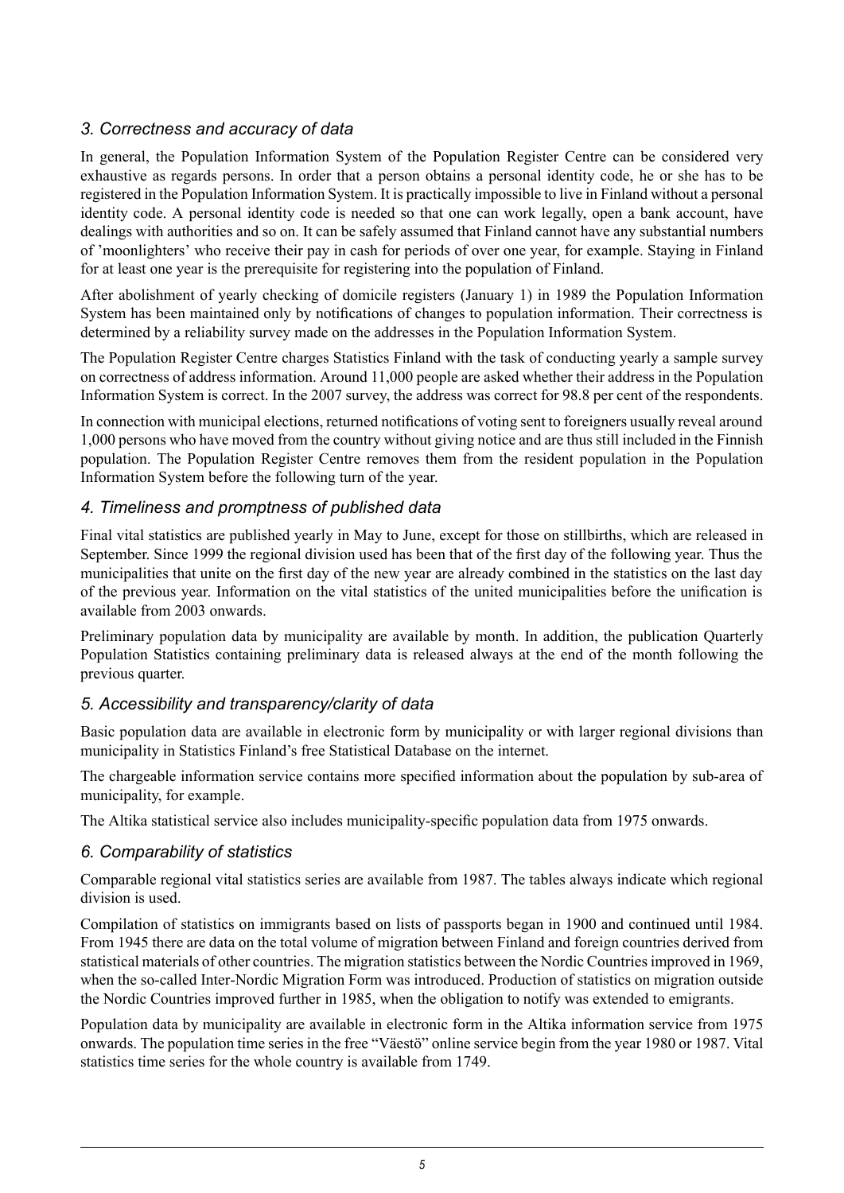### *3. Correctness and accuracy of data*

In general, the Population Information System of the Population Register Centre can be considered very exhaustive as regards persons. In order that a person obtains a personal identity code, he or she has to be registered in the Population Information System. It is practically impossible to live in Finland without a personal identity code. A personal identity code is needed so that one can work legally, open a bank account, have dealings with authorities and so on. It can be safely assumed that Finland cannot have any substantial numbers of 'moonlighters' who receive their pay in cash for periods of over one year, for example. Staying in Finland for at least one year is the prerequisite for registering into the population of Finland.

After abolishment of yearly checking of domicile registers (January 1) in 1989 the Population Information System has been maintained only by notifications of changes to population information. Their correctness is determined by a reliability survey made on the addresses in the Population Information System.

The Population Register Centre charges Statistics Finland with the task of conducting yearly a sample survey on correctness of address information. Around 11,000 people are asked whether their address in the Population Information System is correct. In the 2007 survey, the address was correct for 98.8 per cent of the respondents.

In connection with municipal elections, returned notifications of voting sent to foreigners usually reveal around 1,000 persons who have moved from the country without giving notice and are thus still included in the Finnish population. The Population Register Centre removes them from the resident population in the Population Information System before the following turn of the year.

### *4. Timeliness and promptness of published data*

Final vital statistics are published yearly in May to June, except for those on stillbirths, which are released in September. Since 1999 the regional division used has been that of the first day of the following year. Thus the municipalities that unite on the first day of the new year are already combined in the statistics on the last day of the previous year. Information on the vital statistics of the united municipalities before the unification is available from 2003 onwards.

Preliminary population data by municipality are available by month. In addition, the publication Quarterly Population Statistics containing preliminary data is released always at the end of the month following the previous quarter.

### *5. Accessibility and transparency/clarity of data*

Basic population data are available in electronic form by municipality or with larger regional divisions than municipality in Statistics Finland's free Statistical Database on the internet.

The chargeable information service contains more specified information about the population by sub-area of municipality, for example.

The Altika statistical service also includes municipality-specific population data from 1975 onwards.

### *6. Comparability of statistics*

Comparable regional vital statistics series are available from 1987. The tables always indicate which regional division is used.

Compilation of statistics on immigrants based on lists of passports began in 1900 and continued until 1984. From 1945 there are data on the total volume of migration between Finland and foreign countries derived from statistical materials of other countries. The migration statistics between the Nordic Countries improved in 1969, when the so-called Inter-Nordic Migration Form was introduced. Production of statistics on migration outside the Nordic Countries improved further in 1985, when the obligation to notify was extended to emigrants.

Population data by municipality are available in electronic form in the Altika information service from 1975 onwards. The population time series in the free "Väestö" online service begin from the year 1980 or 1987. Vital statistics time series for the whole country is available from 1749.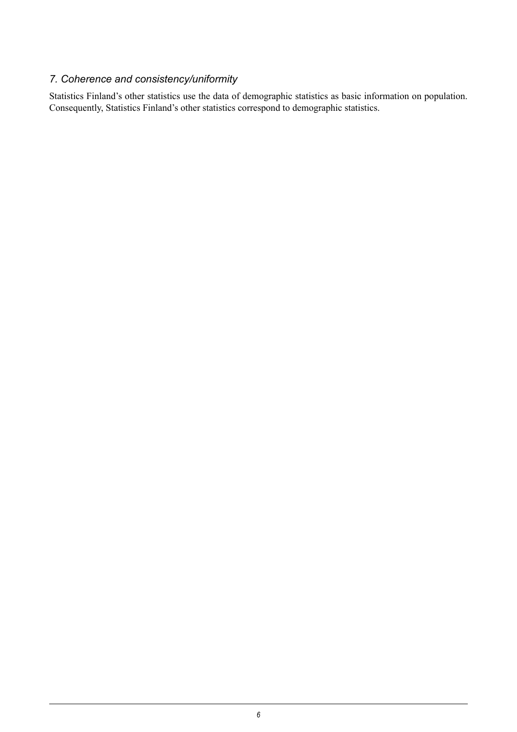### *7. Coherence and consistency/uniformity*

Statistics Finland's other statistics use the data of demographic statistics as basic information on population. Consequently, Statistics Finland's other statistics correspond to demographic statistics.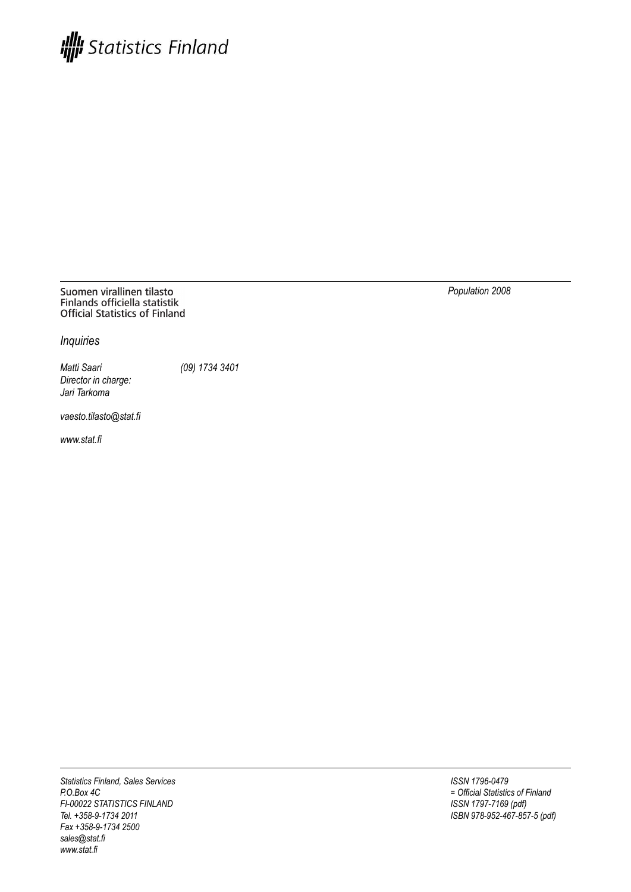Statistics Finland

Suomen virallinen tilasto
Finlands officiella statistik
Official Statistics of Finland

*Population 2008*

*Inquiries*

*Matti Saari* *(09) 1734 3401*
*Director in charge:*
*Jari Tarkoma*

*vaesto.tilasto@stat.fi*

*www.stat.fi*

*Statistics Finland, Sales Services*
*P.O.Box 4C*
*FI-00022 STATISTICS FINLAND*
*Tel. +358-9-1734 2011*
*Fax +358-9-1734 2500*
*sales@stat.fi*
*www.stat.fi*

*ISSN 1796-0479*
*= Official Statistics of Finland*
*ISSN 1797-7169 (pdf)*
*ISBN 978-952-467-857-5 (pdf)*